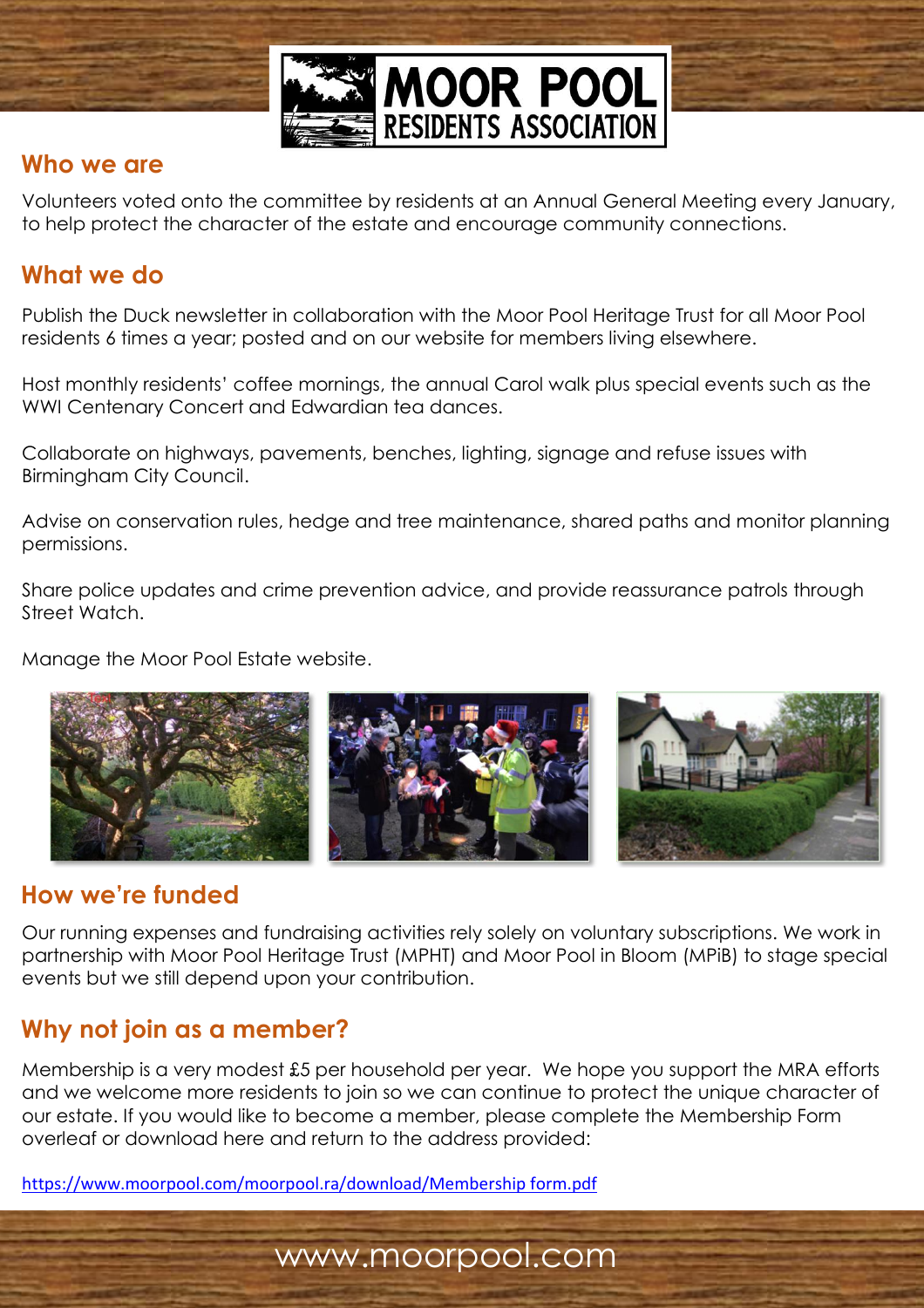# MOOR POOL RESIDENTS ASSOCIATION

## Who we are

Volunteers voted onto the committee by residents at an Annual General Meeting every January, to help protect the character of the estate and encourage community connections.

## What we do

Publish the Duck newsletter in collaboration with the Moor Pool Heritage Trust for all Moor Pool residents 6 times a year; posted and on our website for members living elsewhere.

Host monthly residents' coffee mornings, the annual Carol walk plus special events such as the WWI Centenary Concert and Edwardian tea dances.

Collaborate on highways, pavements, benches, lighting, signage and refuse issues with Birmingham City Council.

Advise on conservation rules, hedge and tree maintenance, shared paths and monitor planning permissions.

Share police updates and crime prevention advice, and provide reassurance patrols through Street Watch.

Manage the Moor Pool Estate website.

## How we're funded

Our running expenses and fundraising activities rely solely on voluntary subscriptions. We work in partnership with Moor Pool Heritage Trust (MPHT) and Moor Pool in Bloom (MPiB) to stage special events but we still depend upon your contribution.

## Why not join as a member?

Membership is a very modest £5 per household per year. We hope you support the MRA efforts and we welcome more residents to join so we can continue to protect the unique character of our estate. If you would like to become a member, please complete the Membership Form overleaf or download here and return to the address provided:

https://www.moorpool.com/moorpool.ra/download/Membership form.pdf

www.moorpool.com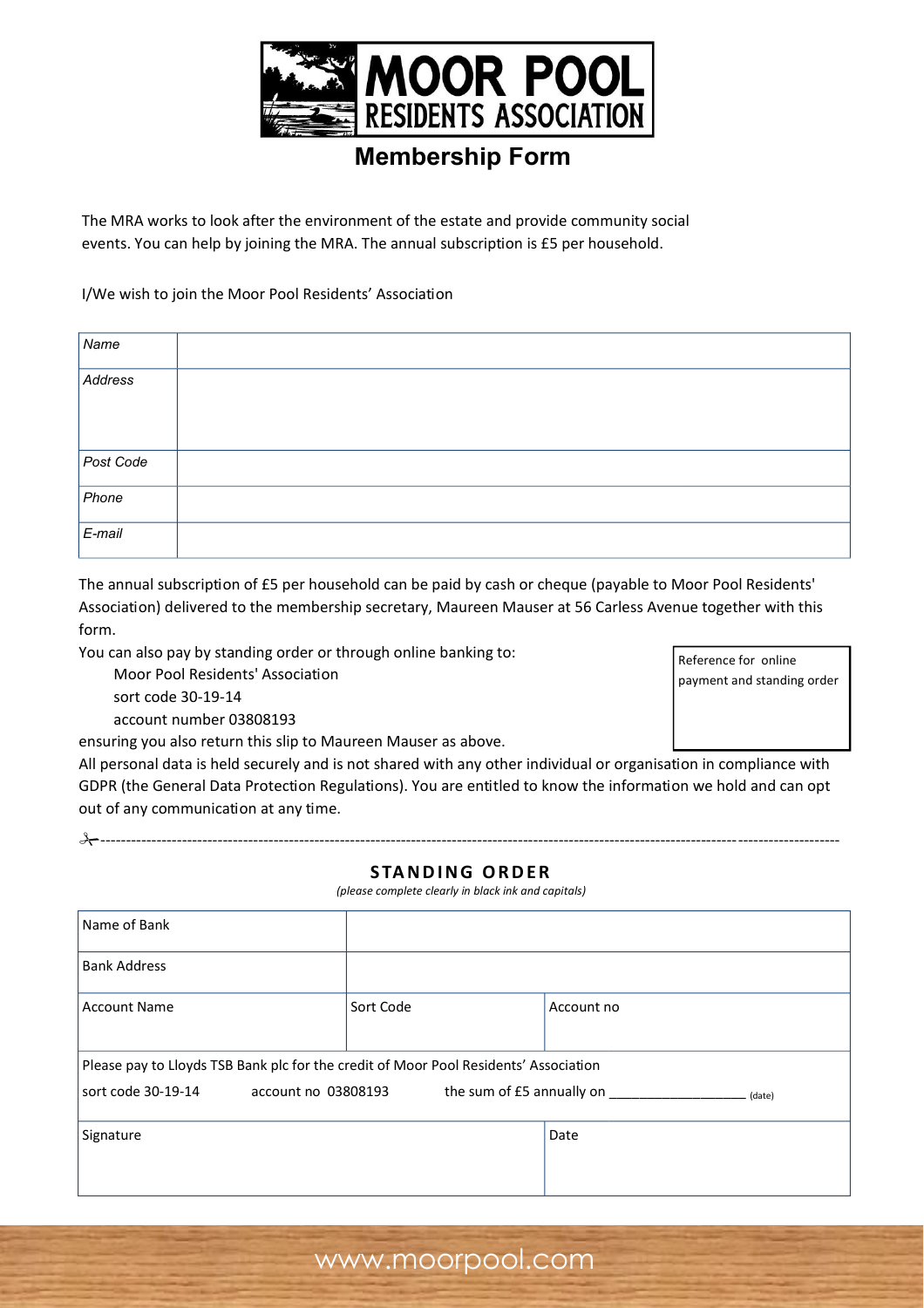# MOOR POOL RESIDENTS ASSOCIATION

## Membership Form

The MRA works to look after the environment of the estate and provide community social events. You can help by joining the MRA. The annual subscription is £5 per household.

I/We wish to join the Moor Pool Residents' Association

| | |
|---|---|
| *Name* | |
| *Address* | |
| *Post Code* | |
| *Phone* | |
| *E-mail* | |

The annual subscription of £5 per household can be paid by cash or cheque (payable to Moor Pool Residents' Association) delivered to the membership secretary, Maureen Mauser at 56 Carless Avenue together with this form.

You can also pay by standing order or through online banking to:

Moor Pool Residents' Association
sort code 30-19-14
account number 03808193

ensuring you also return this slip to Maureen Mauser as above.

| Reference for online payment and standing order |
|---|
| |

All personal data is held securely and is not shared with any other individual or organisation in compliance with GDPR (the General Data Protection Regulations). You are entitled to know the information we hold and can opt out of any communication at any time.

✂---------------------------------------------------------------------------------------------------------------

### STANDING ORDER

*(please complete clearly in black ink and capitals)*

| | | |
|---|---|---|
| Name of Bank | | |
| Bank Address | | |
| Account Name | Sort Code | Account no |
| Please pay to Lloyds TSB Bank plc for the credit of Moor Pool Residents' Association<br>sort code 30-19-14 account no 03808193 the sum of £5 annually on ________________ (date) | | |
| Signature | | Date |

www.moorpool.com